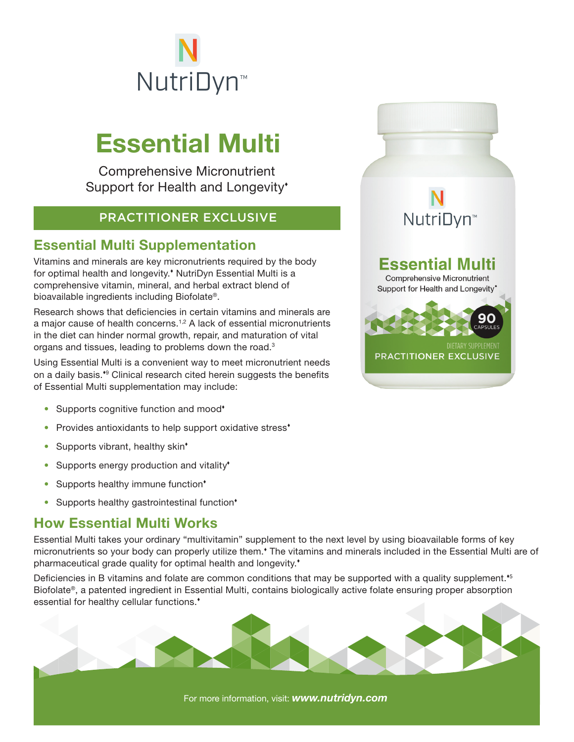# NutriDyn™

# Essential Multi

Comprehensive Micronutrient Support for Health and Longevity♦

PRACTITIONER EXCLUSIVE

## Essential Multi Supplementation

Vitamins and minerals are key micronutrients required by the body for optimal health and longevity.♦ NutriDyn Essential Multi is a comprehensive vitamin, mineral, and herbal extract blend of bioavailable ingredients including Biofolate®.

Research shows that deficiencies in certain vitamins and minerals are a major cause of health concerns.[1,2] A lack of essential micronutrients in the diet can hinder normal growth, repair, and maturation of vital organs and tissues, leading to problems down the road.[3]

Using Essential Multi is a convenient way to meet micronutrient needs on a daily basis.♦[9] Clinical research cited herein suggests the benefits of Essential Multi supplementation may include:

- Supports cognitive function and mood♦
- Provides antioxidants to help support oxidative stress♦
- Supports vibrant, healthy skin♦
- Supports energy production and vitality♦
- Supports healthy immune function♦
- Supports healthy gastrointestinal function♦

## How Essential Multi Works

Essential Multi takes your ordinary "multivitamin" supplement to the next level by using bioavailable forms of key micronutrients so your body can properly utilize them.♦ The vitamins and minerals included in the Essential Multi are of pharmaceutical grade quality for optimal health and longevity.♦

Deficiencies in B vitamins and folate are common conditions that may be supported with a quality supplement.♦[5] Biofolate®, a patented ingredient in Essential Multi, contains biologically active folate ensuring proper absorption essential for healthy cellular functions.♦

For more information, visit: ***www.nutridyn.com***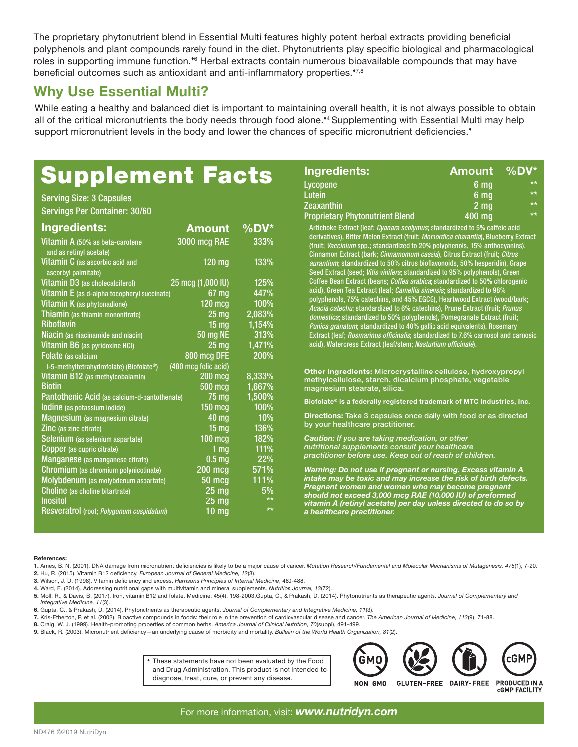The proprietary phytonutrient blend in Essential Multi features highly potent herbal extracts providing beneficial polyphenols and plant compounds rarely found in the diet. Phytonutrients play specific biological and pharmacological roles in supporting immune function.♦6 Herbal extracts contain numerous bioavailable compounds that may have beneficial outcomes such as antioxidant and anti-inflammatory properties.♦7,8

## Why Use Essential Multi?

While eating a healthy and balanced diet is important to maintaining overall health, it is not always possible to obtain all of the critical micronutrients the body needs through food alone.♦4 Supplementing with Essential Multi may help support micronutrient levels in the body and lower the chances of specific micronutrient deficiencies.♦

# Supplement Facts

Serving Size: 3 Capsules
Servings Per Container: 30/60

| Ingredients: | Amount | %DV* |
|---|---|---|
| Vitamin A (50% as beta-carotene and as retinyl acetate) | 3000 mcg RAE | 333% |
| Vitamin C (as ascorbic acid and ascorbyl palmitate) | 120 mg | 133% |
| Vitamin D3 (as cholecalciferol) | 25 mcg (1,000 IU) | 125% |
| Vitamin E (as d-alpha tocopheryl succinate) | 67 mg | 447% |
| Vitamin K (as phytonadione) | 120 mcg | 100% |
| Thiamin (as thiamin mononitrate) | 25 mg | 2,083% |
| Riboflavin | 15 mg | 1,154% |
| Niacin (as niacinamide and niacin) | 50 mg NE | 313% |
| Vitamin B6 (as pyridoxine HCl) | 25 mg | 1,471% |
| Folate (as calcium l-5-methyltetrahydrofolate) (Biofolate®) | 800 mcg DFE (480 mcg folic acid) | 200% |
| Vitamin B12 (as methylcobalamin) | 200 mcg | 8,333% |
| Biotin | 500 mcg | 1,667% |
| Pantothenic Acid (as calcium-d-pantothenate) | 75 mg | 1,500% |
| Iodine (as potassium iodide) | 150 mcg | 100% |
| Magnesium (as magnesium citrate) | 40 mg | 10% |
| Zinc (as zinc citrate) | 15 mg | 136% |
| Selenium (as selenium aspartate) | 100 mcg | 182% |
| Copper (as cupric citrate) | 1 mg | 111% |
| Manganese (as manganese citrate) | 0.5 mg | 22% |
| Chromium (as chromium polynicotinate) | 200 mcg | 571% |
| Molybdenum (as molybdenum aspartate) | 50 mcg | 111% |
| Choline (as choline bitartrate) | 25 mg | 5% |
| Inositol | 25 mg | ** |
| Resveratrol (root; *Polygonum cuspidatum*) | 10 mg | ** |
| Lycopene | 6 mg | ** |
| Lutein | 6 mg | ** |
| Zeaxanthin | 2 mg | ** |
| Proprietary Phytonutrient Blend | 400 mg | ** |

Artichoke Extract (leaf; *Cyanara scolymus*; standardized to 5% caffeic acid derivatives), Bitter Melon Extract (fruit; *Momordica charantia*), Blueberry Extract (fruit; *Vaccinium* spp.; standardized to 20% polyphenols, 15% anthocyanins), Cinnamon Extract (bark; *Cinnamomum cassia*), Citrus Extract (fruit; *Citrus aurantium*; standardized to 50% citrus bioflavonoids, 50% hesperidin), Grape Seed Extract (seed; *Vitis vinifera*; standardized to 95% polyphenols), Green Coffee Bean Extract (beans; *Coffea arabica*; standardized to 50% chlorogenic acid), Green Tea Extract (leaf; *Camellia sinensis*; standardized to 98% polyphenols, 75% catechins, and 45% EGCG), Heartwood Extract (wood/bark; *Acacia catechu*; standardized to 6% catechins), Prune Extract (fruit; *Prunus domestica*; standardized to 50% polyphenols), Pomegranate Extract (fruit; *Punica granatum*; standardized to 40% gallic acid equivalents), Rosemary Extract (leaf; *Rosmarinus officinalis*; standardized to 7.6% carnosol and carnosic acid), Watercress Extract (leaf/stem; *Nasturtium officinale*).

**Other Ingredients:** Microcrystalline cellulose, hydroxypropyl methylcellulose, starch, dicalcium phosphate, vegetable magnesium stearate, silica.

**Biofolate® is a federally registered trademark of MTC Industries, Inc.**

**Directions:** Take 3 capsules once daily with food or as directed by your healthcare practitioner.

***Caution:** If you are taking medication, or other nutritional supplements consult your healthcare practitioner before use. Keep out of reach of children.*

***Warning:** Do not use if pregnant or nursing. Excess vitamin A intake may be toxic and may increase the risk of birth defects. Pregnant women and women who may become pregnant should not exceed 3,000 mcg RAE (10,000 IU) of preformed vitamin A (retinyl acetate) per day unless directed to do so by a healthcare practitioner.*

**References:**

1. Ames, B. N. (2001). DNA damage from micronutrient deficiencies is likely to be a major cause of cancer. *Mutation Research/Fundamental and Molecular Mechanisms of Mutagenesis, 475*(1), 7-20.
2. Hu, R. (2015). Vitamin B12 deficiency. *European Journal of General Medicine, 12*(3).
3. Wilson, J. D. (1998). Vitamin deficiency and excess. *Harrisons Principles of Internal Medicine*, 480-488.
4. Ward, E. (2014). Addressing nutritional gaps with multivitamin and mineral supplements. *Nutrition Journal, 13*(72).
5. Moll, R., & Davis, B. (2017). Iron, vitamin B12 and folate. Medicine, 45(4), 198-2003.Gupta, C., & Prakash, D. (2014). Phytonutrients as therapeutic agents. *Journal of Complementary and Integrative Medicine, 11*(3).
6. Gupta, C., & Prakash, D. (2014). Phytonutrients as therapeutic agents. *Journal of Complementary and Integrative Medicine, 11*(3).
7. Kris-Etherton, P. et al. (2002). Bioactive compounds in foods: their role in the prevention of cardiovascular disease and cancer. *The American Journal of Medicine, 113*(9), 71-88.
8. Craig, W. J. (1999). Health-promoting properties of common herbs. *America Journal of Clinical Nutrition, 70*(suppl), 491-499.
9. Black, R. (2003). Micronutrient deficiency—an underlying cause of morbidity and mortality. *Bulletin of the World Health Organization, 81*(2).

♦ These statements have not been evaluated by the Food and Drug Administration. This product is not intended to diagnose, treat, cure, or prevent any disease.

NON-GMO  GLUTEN-FREE  DAIRY-FREE  PRODUCED IN A cGMP FACILITY

For more information, visit: ***www.nutridyn.com***

ND476 ©2019 NutriDyn